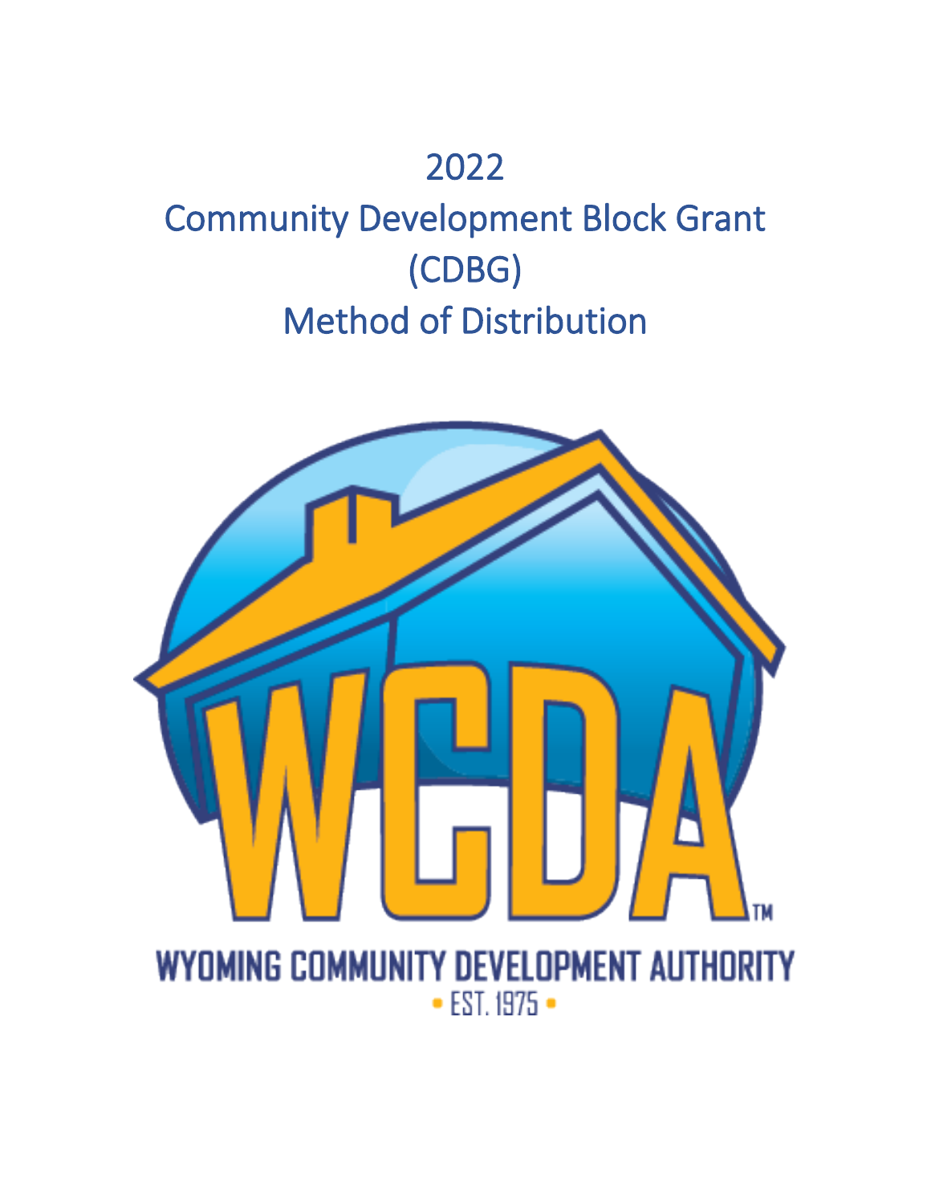# 2022
# Community Development Block Grant (CDBG)
# Method of Distribution

WCDA™

WYOMING COMMUNITY DEVELOPMENT AUTHORITY

• EST. 1975 •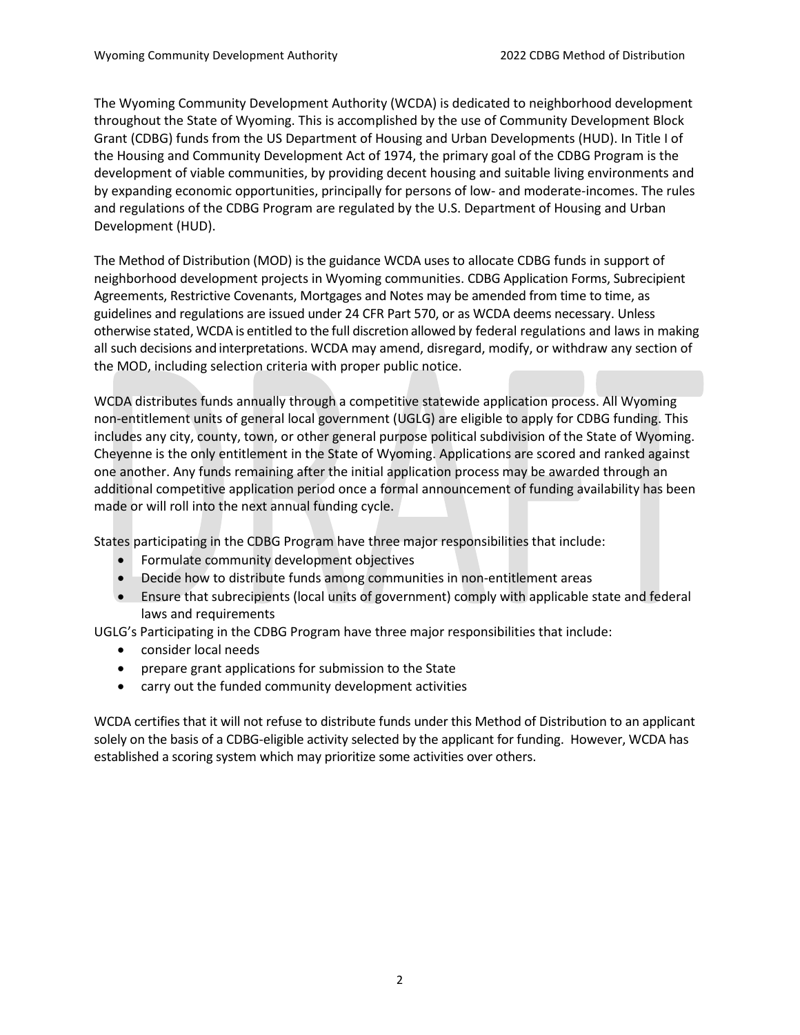The Wyoming Community Development Authority (WCDA) is dedicated to neighborhood development throughout the State of Wyoming. This is accomplished by the use of Community Development Block Grant (CDBG) funds from the US Department of Housing and Urban Developments (HUD). In Title I of the Housing and Community Development Act of 1974, the primary goal of the CDBG Program is the development of viable communities, by providing decent housing and suitable living environments and by expanding economic opportunities, principally for persons of low- and moderate-incomes. The rules and regulations of the CDBG Program are regulated by the U.S. Department of Housing and Urban Development (HUD).

The Method of Distribution (MOD) is the guidance WCDA uses to allocate CDBG funds in support of neighborhood development projects in Wyoming communities. CDBG Application Forms, Subrecipient Agreements, Restrictive Covenants, Mortgages and Notes may be amended from time to time, as guidelines and regulations are issued under 24 CFR Part 570, or as WCDA deems necessary. Unless otherwise stated, WCDA is entitled to the full discretion allowed by federal regulations and laws in making all such decisions and interpretations. WCDA may amend, disregard, modify, or withdraw any section of the MOD, including selection criteria with proper public notice.

WCDA distributes funds annually through a competitive statewide application process. All Wyoming non-entitlement units of general local government (UGLG) are eligible to apply for CDBG funding. This includes any city, county, town, or other general purpose political subdivision of the State of Wyoming. Cheyenne is the only entitlement in the State of Wyoming. Applications are scored and ranked against one another. Any funds remaining after the initial application process may be awarded through an additional competitive application period once a formal announcement of funding availability has been made or will roll into the next annual funding cycle.

States participating in the CDBG Program have three major responsibilities that include:

- Formulate community development objectives
- Decide how to distribute funds among communities in non-entitlement areas
- Ensure that subrecipients (local units of government) comply with applicable state and federal laws and requirements

UGLG's Participating in the CDBG Program have three major responsibilities that include:

- consider local needs
- prepare grant applications for submission to the State
- carry out the funded community development activities

WCDA certifies that it will not refuse to distribute funds under this Method of Distribution to an applicant solely on the basis of a CDBG-eligible activity selected by the applicant for funding. However, WCDA has established a scoring system which may prioritize some activities over others.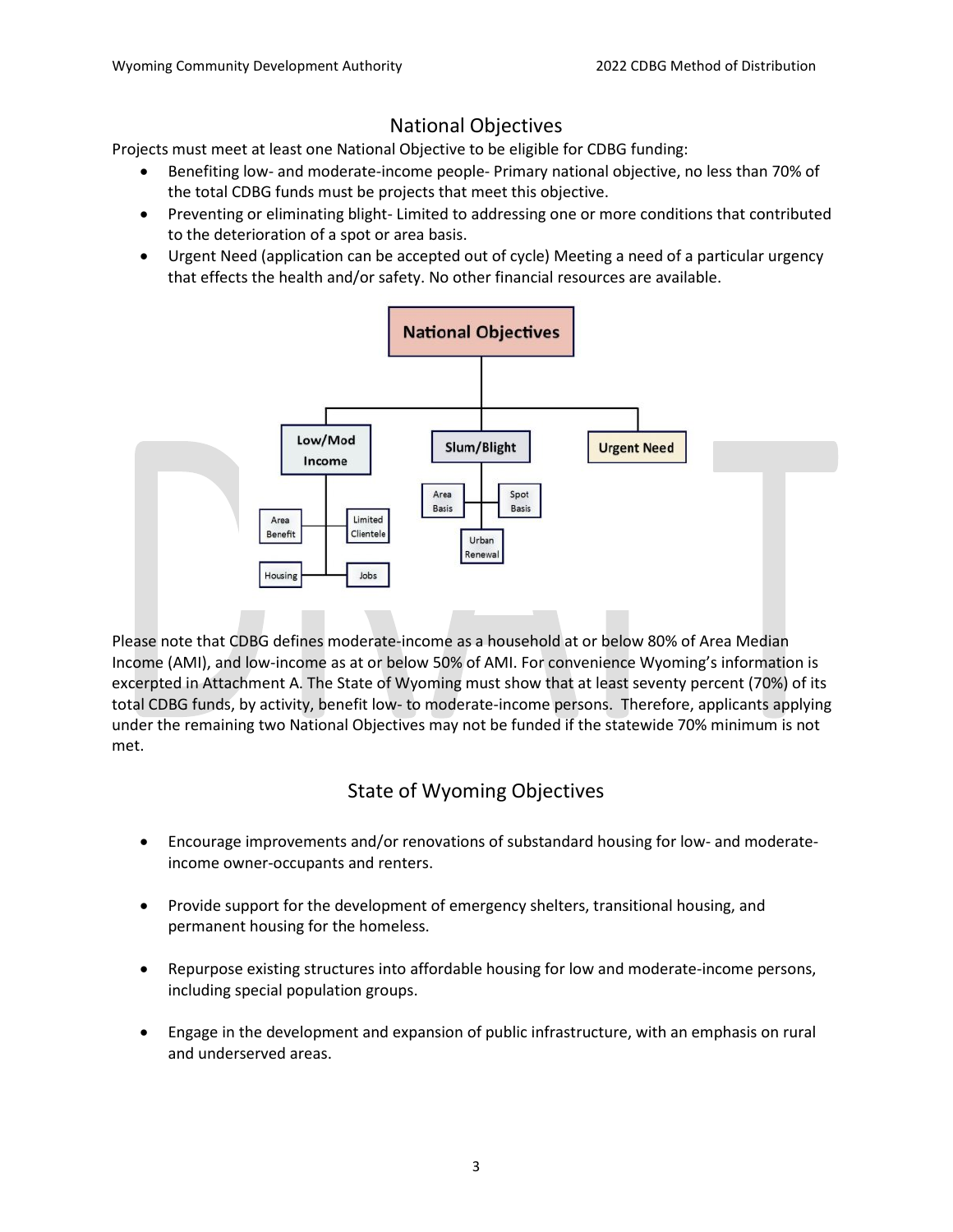## National Objectives

Projects must meet at least one National Objective to be eligible for CDBG funding:

- Benefiting low- and moderate-income people- Primary national objective, no less than 70% of the total CDBG funds must be projects that meet this objective.
- Preventing or eliminating blight- Limited to addressing one or more conditions that contributed to the deterioration of a spot or area basis.
- Urgent Need (application can be accepted out of cycle) Meeting a need of a particular urgency that effects the health and/or safety. No other financial resources are available.

**National Objectives**

- **Low/Mod Income**
  - Area Benefit
  - Limited Clientele
  - Housing
  - Jobs
- **Slum/Blight**
  - Area Basis
  - Spot Basis
  - Urban Renewal
- **Urgent Need**

Please note that CDBG defines moderate-income as a household at or below 80% of Area Median Income (AMI), and low-income as at or below 50% of AMI. For convenience Wyoming's information is excerpted in Attachment A. The State of Wyoming must show that at least seventy percent (70%) of its total CDBG funds, by activity, benefit low- to moderate-income persons. Therefore, applicants applying under the remaining two National Objectives may not be funded if the statewide 70% minimum is not met.

## State of Wyoming Objectives

- Encourage improvements and/or renovations of substandard housing for low- and moderate-income owner-occupants and renters.
- Provide support for the development of emergency shelters, transitional housing, and permanent housing for the homeless.
- Repurpose existing structures into affordable housing for low and moderate-income persons, including special population groups.
- Engage in the development and expansion of public infrastructure, with an emphasis on rural and underserved areas.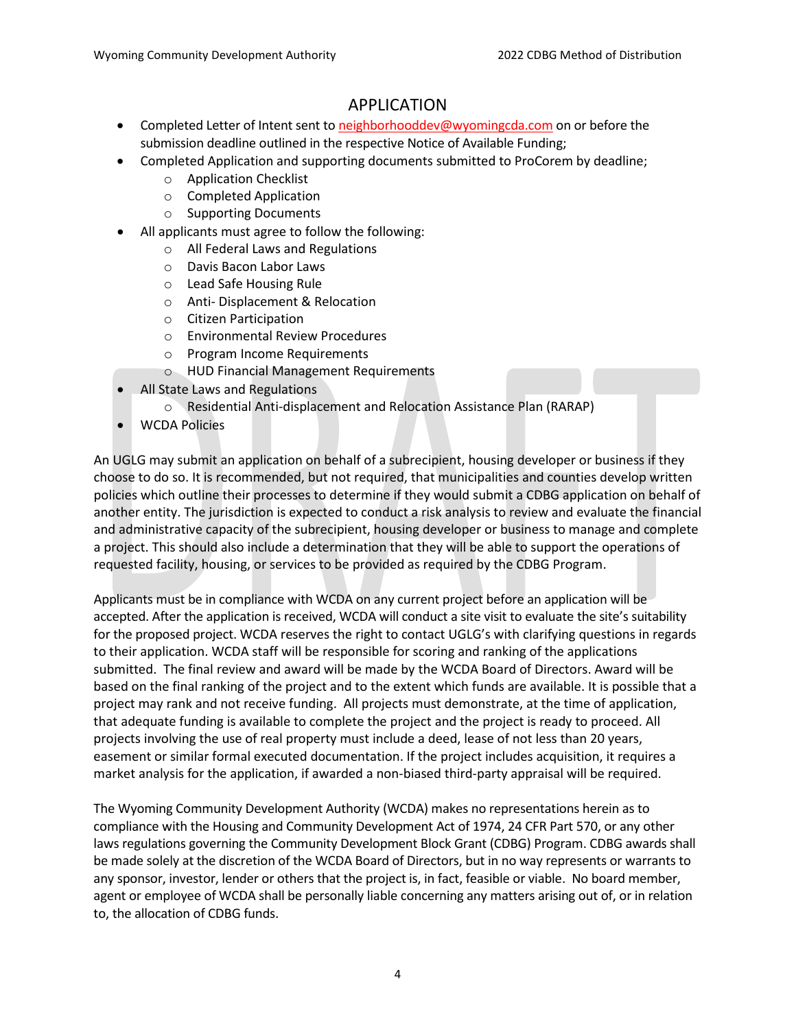## APPLICATION

- Completed Letter of Intent sent to neighborhooddev@wyomingcda.com on or before the submission deadline outlined in the respective Notice of Available Funding;
- Completed Application and supporting documents submitted to ProCorem by deadline;
  - Application Checklist
  - Completed Application
  - Supporting Documents
- All applicants must agree to follow the following:
  - All Federal Laws and Regulations
  - Davis Bacon Labor Laws
  - Lead Safe Housing Rule
  - Anti- Displacement & Relocation
  - Citizen Participation
  - Environmental Review Procedures
  - Program Income Requirements
  - HUD Financial Management Requirements
- All State Laws and Regulations
  - Residential Anti-displacement and Relocation Assistance Plan (RARAP)
- WCDA Policies

An UGLG may submit an application on behalf of a subrecipient, housing developer or business if they choose to do so. It is recommended, but not required, that municipalities and counties develop written policies which outline their processes to determine if they would submit a CDBG application on behalf of another entity. The jurisdiction is expected to conduct a risk analysis to review and evaluate the financial and administrative capacity of the subrecipient, housing developer or business to manage and complete a project. This should also include a determination that they will be able to support the operations of requested facility, housing, or services to be provided as required by the CDBG Program.

Applicants must be in compliance with WCDA on any current project before an application will be accepted. After the application is received, WCDA will conduct a site visit to evaluate the site's suitability for the proposed project. WCDA reserves the right to contact UGLG's with clarifying questions in regards to their application. WCDA staff will be responsible for scoring and ranking of the applications submitted. The final review and award will be made by the WCDA Board of Directors. Award will be based on the final ranking of the project and to the extent which funds are available. It is possible that a project may rank and not receive funding. All projects must demonstrate, at the time of application, that adequate funding is available to complete the project and the project is ready to proceed. All projects involving the use of real property must include a deed, lease of not less than 20 years, easement or similar formal executed documentation. If the project includes acquisition, it requires a market analysis for the application, if awarded a non-biased third-party appraisal will be required.

The Wyoming Community Development Authority (WCDA) makes no representations herein as to compliance with the Housing and Community Development Act of 1974, 24 CFR Part 570, or any other laws regulations governing the Community Development Block Grant (CDBG) Program. CDBG awards shall be made solely at the discretion of the WCDA Board of Directors, but in no way represents or warrants to any sponsor, investor, lender or others that the project is, in fact, feasible or viable. No board member, agent or employee of WCDA shall be personally liable concerning any matters arising out of, or in relation to, the allocation of CDBG funds.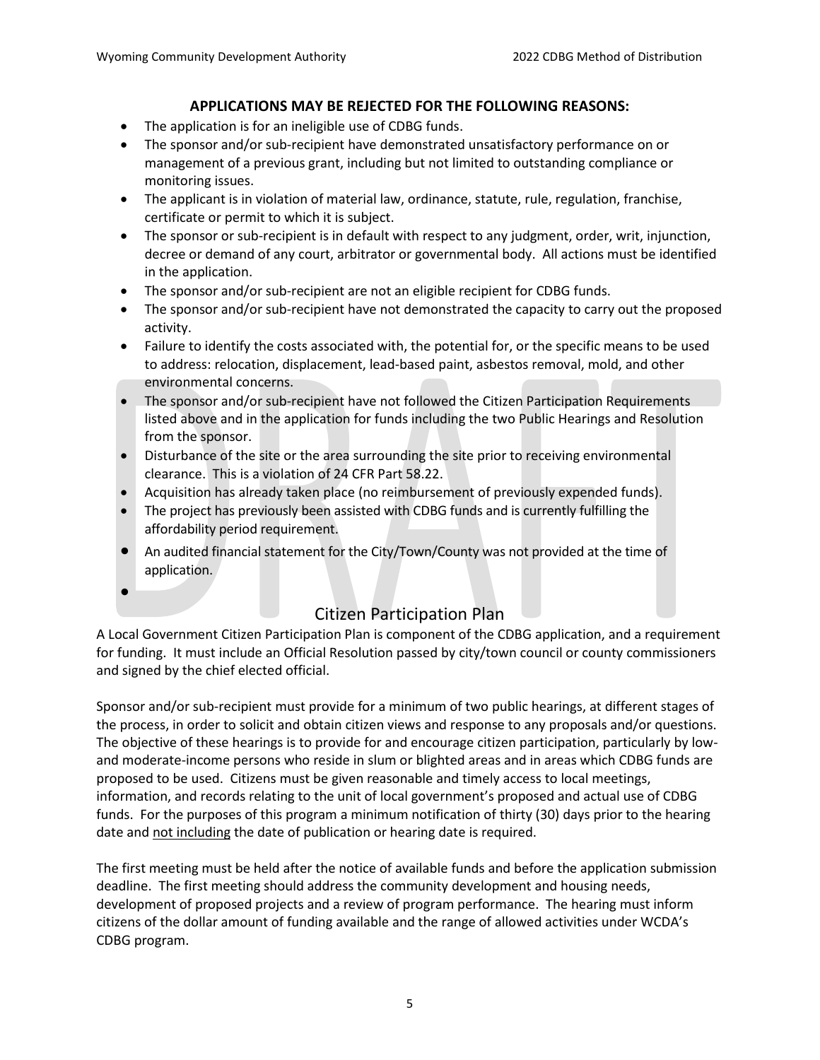**APPLICATIONS MAY BE REJECTED FOR THE FOLLOWING REASONS:**

- The application is for an ineligible use of CDBG funds.
- The sponsor and/or sub-recipient have demonstrated unsatisfactory performance on or management of a previous grant, including but not limited to outstanding compliance or monitoring issues.
- The applicant is in violation of material law, ordinance, statute, rule, regulation, franchise, certificate or permit to which it is subject.
- The sponsor or sub-recipient is in default with respect to any judgment, order, writ, injunction, decree or demand of any court, arbitrator or governmental body. All actions must be identified in the application.
- The sponsor and/or sub-recipient are not an eligible recipient for CDBG funds.
- The sponsor and/or sub-recipient have not demonstrated the capacity to carry out the proposed activity.
- Failure to identify the costs associated with, the potential for, or the specific means to be used to address: relocation, displacement, lead-based paint, asbestos removal, mold, and other environmental concerns.
- The sponsor and/or sub-recipient have not followed the Citizen Participation Requirements listed above and in the application for funds including the two Public Hearings and Resolution from the sponsor.
- Disturbance of the site or the area surrounding the site prior to receiving environmental clearance. This is a violation of 24 CFR Part 58.22.
- Acquisition has already taken place (no reimbursement of previously expended funds).
- The project has previously been assisted with CDBG funds and is currently fulfilling the affordability period requirement.
- An audited financial statement for the City/Town/County was not provided at the time of application.

## Citizen Participation Plan

A Local Government Citizen Participation Plan is component of the CDBG application, and a requirement for funding. It must include an Official Resolution passed by city/town council or county commissioners and signed by the chief elected official.

Sponsor and/or sub-recipient must provide for a minimum of two public hearings, at different stages of the process, in order to solicit and obtain citizen views and response to any proposals and/or questions. The objective of these hearings is to provide for and encourage citizen participation, particularly by low- and moderate-income persons who reside in slum or blighted areas and in areas which CDBG funds are proposed to be used. Citizens must be given reasonable and timely access to local meetings, information, and records relating to the unit of local government's proposed and actual use of CDBG funds. For the purposes of this program a minimum notification of thirty (30) days prior to the hearing date and <u>not including</u> the date of publication or hearing date is required.

The first meeting must be held after the notice of available funds and before the application submission deadline. The first meeting should address the community development and housing needs, development of proposed projects and a review of program performance. The hearing must inform citizens of the dollar amount of funding available and the range of allowed activities under WCDA's CDBG program.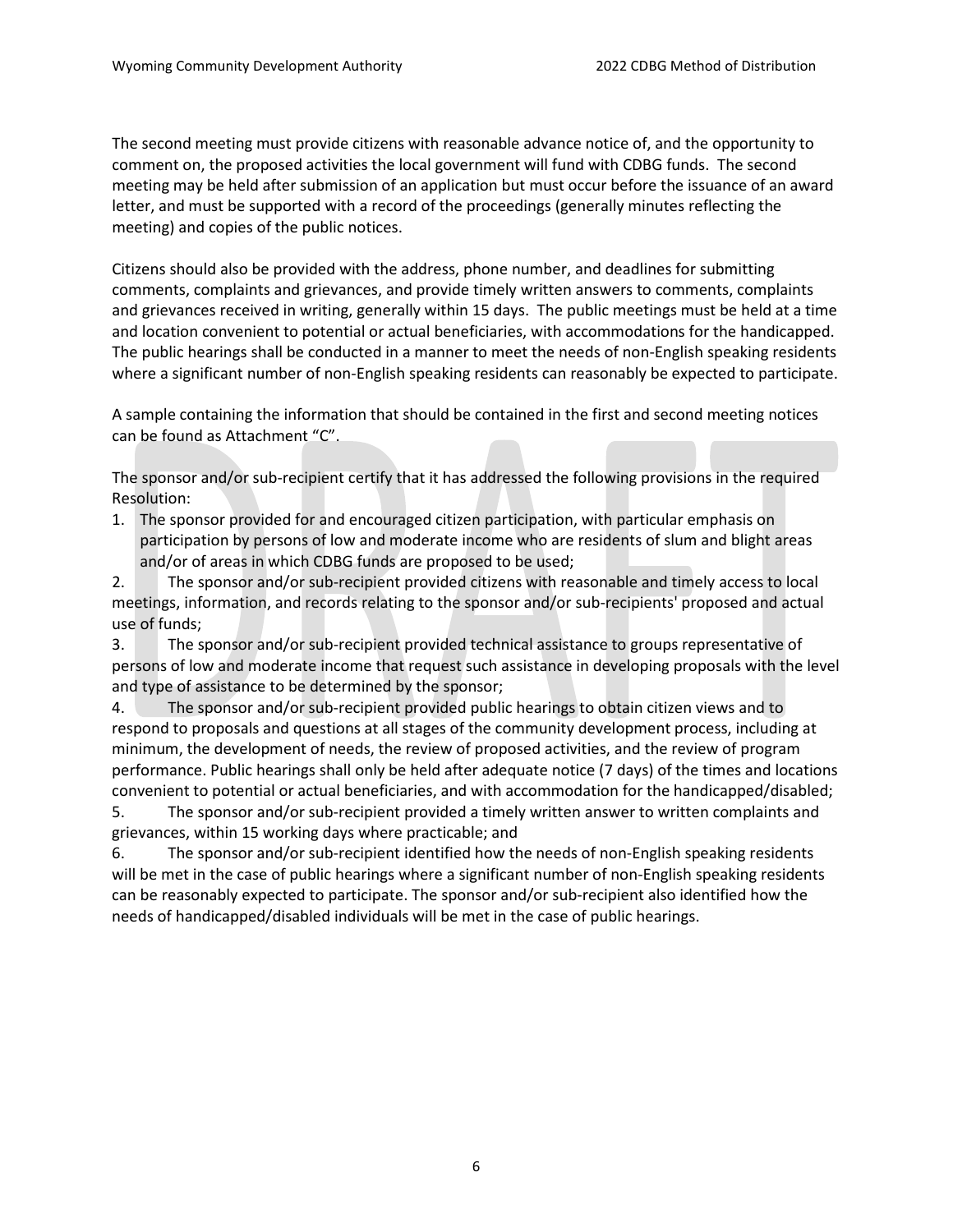The second meeting must provide citizens with reasonable advance notice of, and the opportunity to comment on, the proposed activities the local government will fund with CDBG funds. The second meeting may be held after submission of an application but must occur before the issuance of an award letter, and must be supported with a record of the proceedings (generally minutes reflecting the meeting) and copies of the public notices.

Citizens should also be provided with the address, phone number, and deadlines for submitting comments, complaints and grievances, and provide timely written answers to comments, complaints and grievances received in writing, generally within 15 days. The public meetings must be held at a time and location convenient to potential or actual beneficiaries, with accommodations for the handicapped. The public hearings shall be conducted in a manner to meet the needs of non-English speaking residents where a significant number of non-English speaking residents can reasonably be expected to participate.

A sample containing the information that should be contained in the first and second meeting notices can be found as Attachment "C".

The sponsor and/or sub-recipient certify that it has addressed the following provisions in the required Resolution:

1. The sponsor provided for and encouraged citizen participation, with particular emphasis on participation by persons of low and moderate income who are residents of slum and blight areas and/or of areas in which CDBG funds are proposed to be used;
2. The sponsor and/or sub-recipient provided citizens with reasonable and timely access to local meetings, information, and records relating to the sponsor and/or sub-recipients' proposed and actual use of funds;
3. The sponsor and/or sub-recipient provided technical assistance to groups representative of persons of low and moderate income that request such assistance in developing proposals with the level and type of assistance to be determined by the sponsor;
4. The sponsor and/or sub-recipient provided public hearings to obtain citizen views and to respond to proposals and questions at all stages of the community development process, including at minimum, the development of needs, the review of proposed activities, and the review of program performance. Public hearings shall only be held after adequate notice (7 days) of the times and locations convenient to potential or actual beneficiaries, and with accommodation for the handicapped/disabled;
5. The sponsor and/or sub-recipient provided a timely written answer to written complaints and grievances, within 15 working days where practicable; and
6. The sponsor and/or sub-recipient identified how the needs of non-English speaking residents will be met in the case of public hearings where a significant number of non-English speaking residents can be reasonably expected to participate. The sponsor and/or sub-recipient also identified how the needs of handicapped/disabled individuals will be met in the case of public hearings.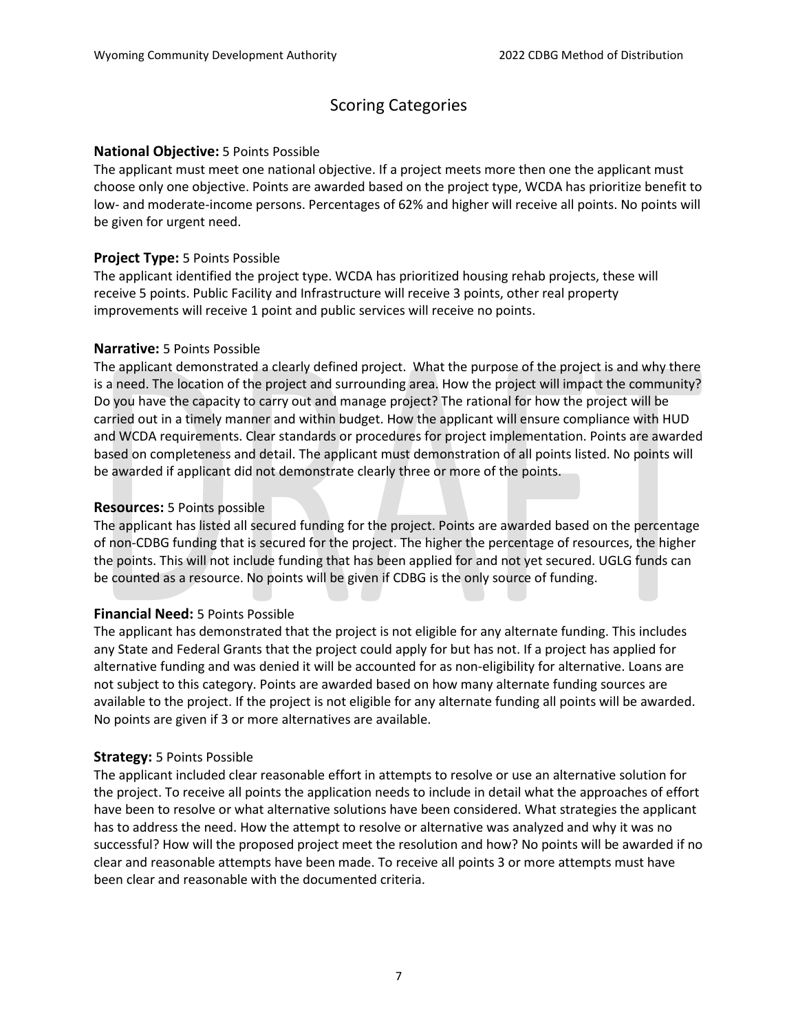# Scoring Categories

**National Objective:** 5 Points Possible

The applicant must meet one national objective. If a project meets more then one the applicant must choose only one objective. Points are awarded based on the project type, WCDA has prioritize benefit to low- and moderate-income persons. Percentages of 62% and higher will receive all points. No points will be given for urgent need.

**Project Type:** 5 Points Possible

The applicant identified the project type. WCDA has prioritized housing rehab projects, these will receive 5 points. Public Facility and Infrastructure will receive 3 points, other real property improvements will receive 1 point and public services will receive no points.

**Narrative:** 5 Points Possible

The applicant demonstrated a clearly defined project. What the purpose of the project is and why there is a need. The location of the project and surrounding area. How the project will impact the community? Do you have the capacity to carry out and manage project? The rational for how the project will be carried out in a timely manner and within budget. How the applicant will ensure compliance with HUD and WCDA requirements. Clear standards or procedures for project implementation. Points are awarded based on completeness and detail. The applicant must demonstration of all points listed. No points will be awarded if applicant did not demonstrate clearly three or more of the points.

**Resources:** 5 Points possible

The applicant has listed all secured funding for the project. Points are awarded based on the percentage of non-CDBG funding that is secured for the project. The higher the percentage of resources, the higher the points. This will not include funding that has been applied for and not yet secured. UGLG funds can be counted as a resource. No points will be given if CDBG is the only source of funding.

**Financial Need:** 5 Points Possible

The applicant has demonstrated that the project is not eligible for any alternate funding. This includes any State and Federal Grants that the project could apply for but has not. If a project has applied for alternative funding and was denied it will be accounted for as non-eligibility for alternative. Loans are not subject to this category. Points are awarded based on how many alternate funding sources are available to the project. If the project is not eligible for any alternate funding all points will be awarded. No points are given if 3 or more alternatives are available.

**Strategy:** 5 Points Possible

The applicant included clear reasonable effort in attempts to resolve or use an alternative solution for the project. To receive all points the application needs to include in detail what the approaches of effort have been to resolve or what alternative solutions have been considered. What strategies the applicant has to address the need. How the attempt to resolve or alternative was analyzed and why it was no successful? How will the proposed project meet the resolution and how? No points will be awarded if no clear and reasonable attempts have been made. To receive all points 3 or more attempts must have been clear and reasonable with the documented criteria.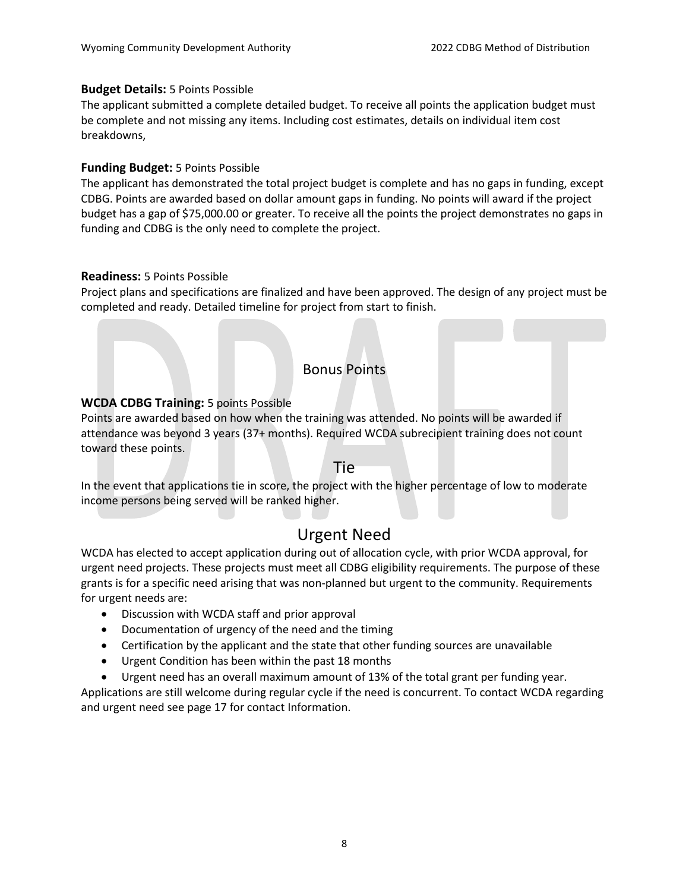**Budget Details:** 5 Points Possible
The applicant submitted a complete detailed budget. To receive all points the application budget must be complete and not missing any items. Including cost estimates, details on individual item cost breakdowns,

**Funding Budget:** 5 Points Possible
The applicant has demonstrated the total project budget is complete and has no gaps in funding, except CDBG. Points are awarded based on dollar amount gaps in funding. No points will award if the project budget has a gap of $75,000.00 or greater. To receive all the points the project demonstrates no gaps in funding and CDBG is the only need to complete the project.

**Readiness:** 5 Points Possible
Project plans and specifications are finalized and have been approved. The design of any project must be completed and ready. Detailed timeline for project from start to finish.

## Bonus Points

**WCDA CDBG Training:** 5 points Possible
Points are awarded based on how when the training was attended. No points will be awarded if attendance was beyond 3 years (37+ months). Required WCDA subrecipient training does not count toward these points.

## Tie

In the event that applications tie in score, the project with the higher percentage of low to moderate income persons being served will be ranked higher.

## Urgent Need

WCDA has elected to accept application during out of allocation cycle, with prior WCDA approval, for urgent need projects. These projects must meet all CDBG eligibility requirements. The purpose of these grants is for a specific need arising that was non-planned but urgent to the community. Requirements for urgent needs are:

- Discussion with WCDA staff and prior approval
- Documentation of urgency of the need and the timing
- Certification by the applicant and the state that other funding sources are unavailable
- Urgent Condition has been within the past 18 months
- Urgent need has an overall maximum amount of 13% of the total grant per funding year.

Applications are still welcome during regular cycle if the need is concurrent. To contact WCDA regarding and urgent need see page 17 for contact Information.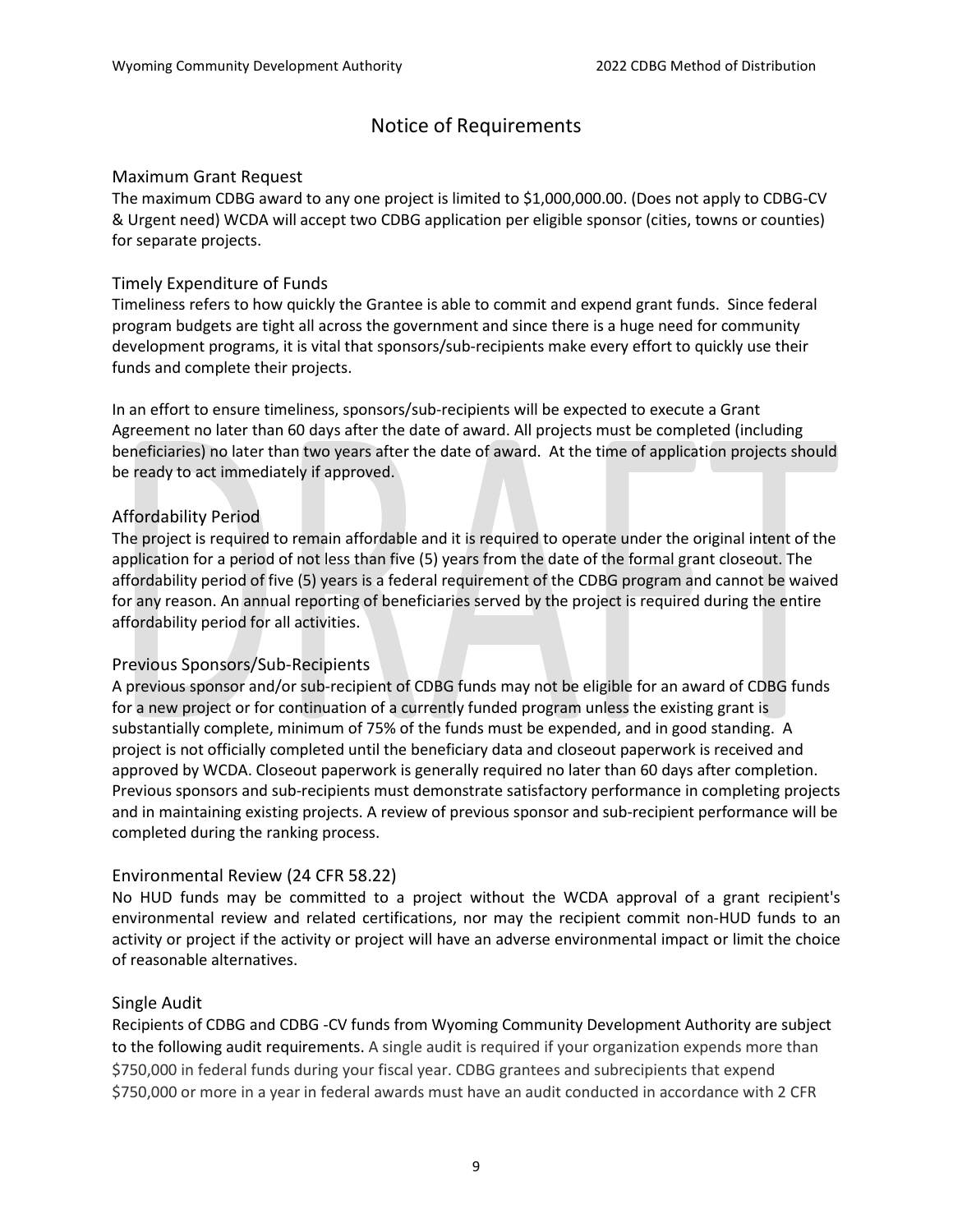# Notice of Requirements

## Maximum Grant Request

The maximum CDBG award to any one project is limited to $1,000,000.00. (Does not apply to CDBG-CV & Urgent need) WCDA will accept two CDBG application per eligible sponsor (cities, towns or counties) for separate projects.

## Timely Expenditure of Funds

Timeliness refers to how quickly the Grantee is able to commit and expend grant funds. Since federal program budgets are tight all across the government and since there is a huge need for community development programs, it is vital that sponsors/sub-recipients make every effort to quickly use their funds and complete their projects.

In an effort to ensure timeliness, sponsors/sub-recipients will be expected to execute a Grant Agreement no later than 60 days after the date of award. All projects must be completed (including beneficiaries) no later than two years after the date of award. At the time of application projects should be ready to act immediately if approved.

## Affordability Period

The project is required to remain affordable and it is required to operate under the original intent of the application for a period of not less than five (5) years from the date of the formal grant closeout. The affordability period of five (5) years is a federal requirement of the CDBG program and cannot be waived for any reason. An annual reporting of beneficiaries served by the project is required during the entire affordability period for all activities.

## Previous Sponsors/Sub-Recipients

A previous sponsor and/or sub-recipient of CDBG funds may not be eligible for an award of CDBG funds for a new project or for continuation of a currently funded program unless the existing grant is substantially complete, minimum of 75% of the funds must be expended, and in good standing. A project is not officially completed until the beneficiary data and closeout paperwork is received and approved by WCDA. Closeout paperwork is generally required no later than 60 days after completion. Previous sponsors and sub-recipients must demonstrate satisfactory performance in completing projects and in maintaining existing projects. A review of previous sponsor and sub-recipient performance will be completed during the ranking process.

## Environmental Review (24 CFR 58.22)

No HUD funds may be committed to a project without the WCDA approval of a grant recipient's environmental review and related certifications, nor may the recipient commit non-HUD funds to an activity or project if the activity or project will have an adverse environmental impact or limit the choice of reasonable alternatives.

## Single Audit

Recipients of CDBG and CDBG -CV funds from Wyoming Community Development Authority are subject to the following audit requirements. A single audit is required if your organization expends more than $750,000 in federal funds during your fiscal year. CDBG grantees and subrecipients that expend $750,000 or more in a year in federal awards must have an audit conducted in accordance with 2 CFR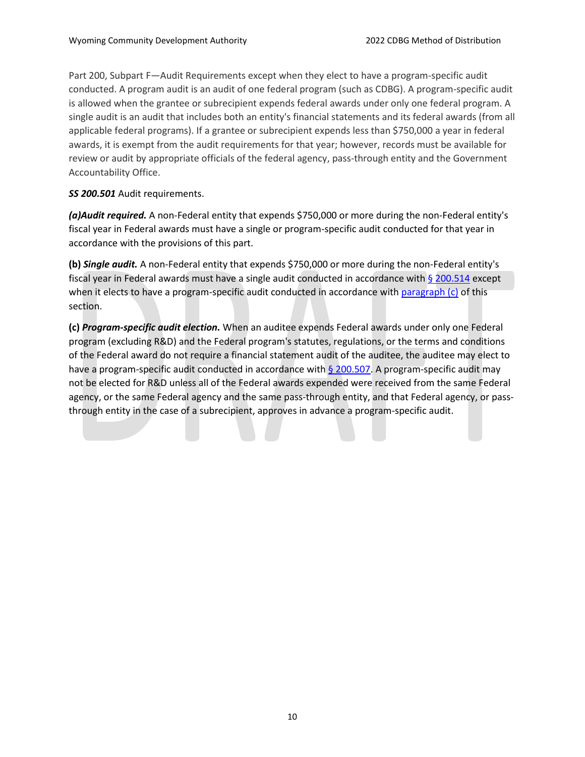Part 200, Subpart F—Audit Requirements except when they elect to have a program-specific audit conducted. A program audit is an audit of one federal program (such as CDBG). A program-specific audit is allowed when the grantee or subrecipient expends federal awards under only one federal program. A single audit is an audit that includes both an entity's financial statements and its federal awards (from all applicable federal programs). If a grantee or subrecipient expends less than $750,000 a year in federal awards, it is exempt from the audit requirements for that year; however, records must be available for review or audit by appropriate officials of the federal agency, pass-through entity and the Government Accountability Office.

***SS 200.501*** Audit requirements.

***(a)Audit required.*** A non-Federal entity that expends $750,000 or more during the non-Federal entity's fiscal year in Federal awards must have a single or program-specific audit conducted for that year in accordance with the provisions of this part.

**(b)** ***Single audit.*** A non-Federal entity that expends $750,000 or more during the non-Federal entity's fiscal year in Federal awards must have a single audit conducted in accordance with § 200.514 except when it elects to have a program-specific audit conducted in accordance with paragraph (c) of this section.

**(c)** ***Program-specific audit election.*** When an auditee expends Federal awards under only one Federal program (excluding R&D) and the Federal program's statutes, regulations, or the terms and conditions of the Federal award do not require a financial statement audit of the auditee, the auditee may elect to have a program-specific audit conducted in accordance with § 200.507. A program-specific audit may not be elected for R&D unless all of the Federal awards expended were received from the same Federal agency, or the same Federal agency and the same pass-through entity, and that Federal agency, or pass-through entity in the case of a subrecipient, approves in advance a program-specific audit.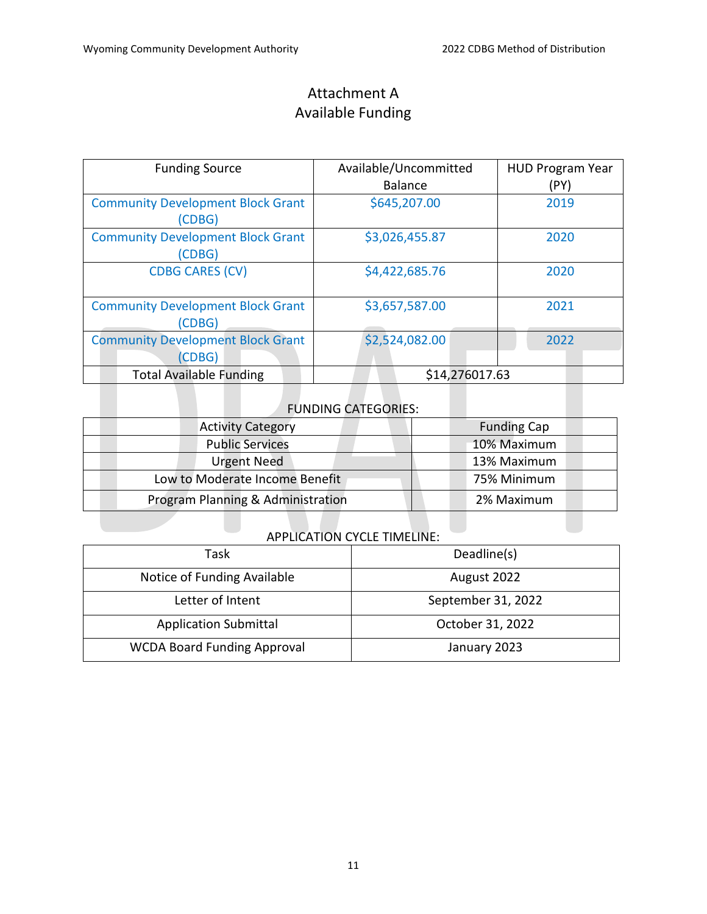# Attachment A
## Available Funding

| Funding Source | Available/Uncommitted Balance | HUD Program Year (PY) |
|---|---|---|
| Community Development Block Grant (CDBG) | $645,207.00 | 2019 |
| Community Development Block Grant (CDBG) | $3,026,455.87 | 2020 |
| CDBG CARES (CV) | $4,422,685.76 | 2020 |
| Community Development Block Grant (CDBG) | $3,657,587.00 | 2021 |
| Community Development Block Grant (CDBG) | $2,524,082.00 | 2022 |
| Total Available Funding | $14,276017.63 | |

FUNDING CATEGORIES:

| Activity Category | Funding Cap |
|---|---|
| Public Services | 10% Maximum |
| Urgent Need | 13% Maximum |
| Low to Moderate Income Benefit | 75% Minimum |
| Program Planning & Administration | 2% Maximum |

APPLICATION CYCLE TIMELINE:

| Task | Deadline(s) |
|---|---|
| Notice of Funding Available | August 2022 |
| Letter of Intent | September 31, 2022 |
| Application Submittal | October 31, 2022 |
| WCDA Board Funding Approval | January 2023 |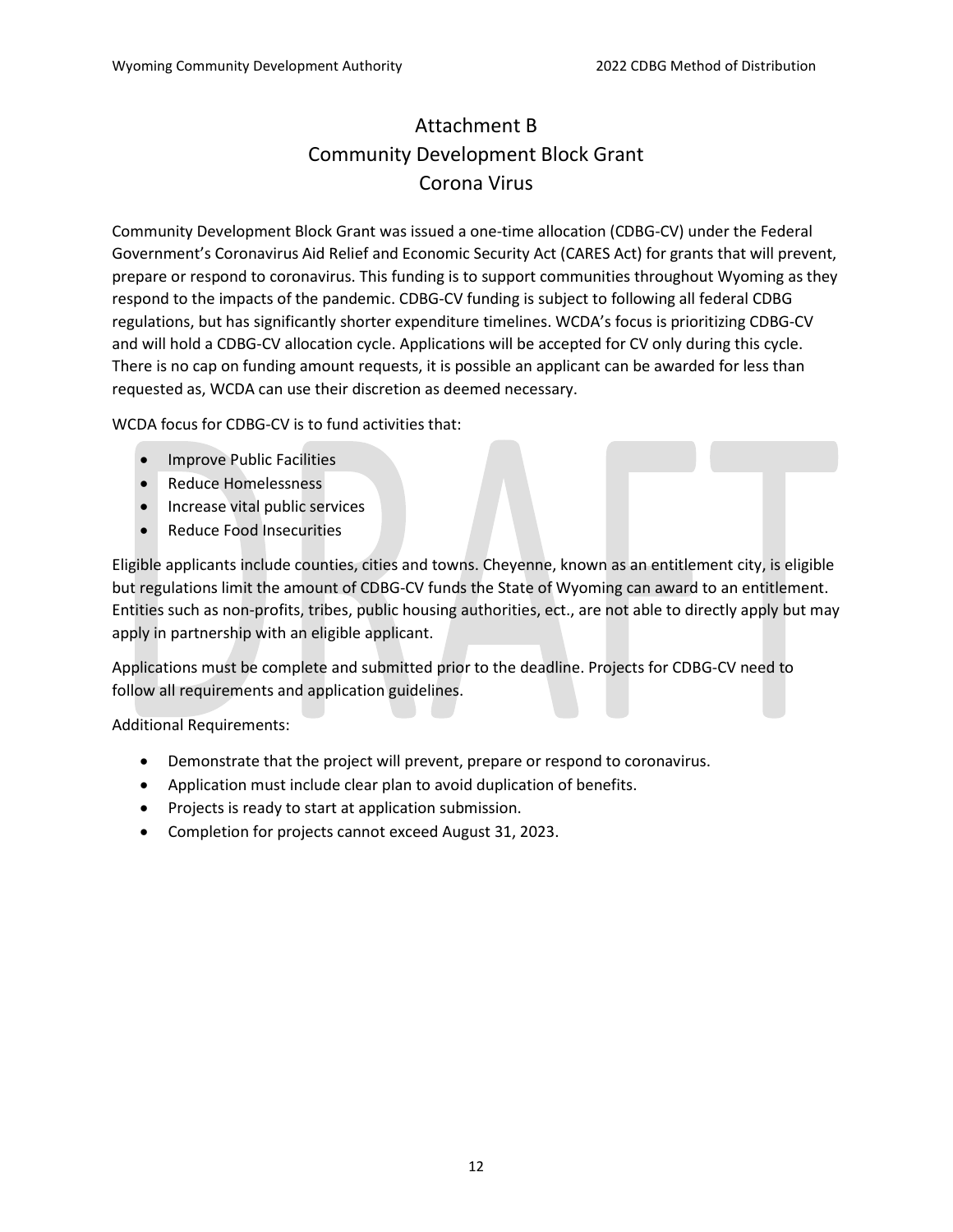# Attachment B
# Community Development Block Grant
# Corona Virus

Community Development Block Grant was issued a one-time allocation (CDBG-CV) under the Federal Government's Coronavirus Aid Relief and Economic Security Act (CARES Act) for grants that will prevent, prepare or respond to coronavirus. This funding is to support communities throughout Wyoming as they respond to the impacts of the pandemic. CDBG-CV funding is subject to following all federal CDBG regulations, but has significantly shorter expenditure timelines. WCDA's focus is prioritizing CDBG-CV and will hold a CDBG-CV allocation cycle. Applications will be accepted for CV only during this cycle. There is no cap on funding amount requests, it is possible an applicant can be awarded for less than requested as, WCDA can use their discretion as deemed necessary.

WCDA focus for CDBG-CV is to fund activities that:

- Improve Public Facilities
- Reduce Homelessness
- Increase vital public services
- Reduce Food Insecurities

Eligible applicants include counties, cities and towns. Cheyenne, known as an entitlement city, is eligible but regulations limit the amount of CDBG-CV funds the State of Wyoming can award to an entitlement. Entities such as non-profits, tribes, public housing authorities, ect., are not able to directly apply but may apply in partnership with an eligible applicant.

Applications must be complete and submitted prior to the deadline. Projects for CDBG-CV need to follow all requirements and application guidelines.

Additional Requirements:

- Demonstrate that the project will prevent, prepare or respond to coronavirus.
- Application must include clear plan to avoid duplication of benefits.
- Projects is ready to start at application submission.
- Completion for projects cannot exceed August 31, 2023.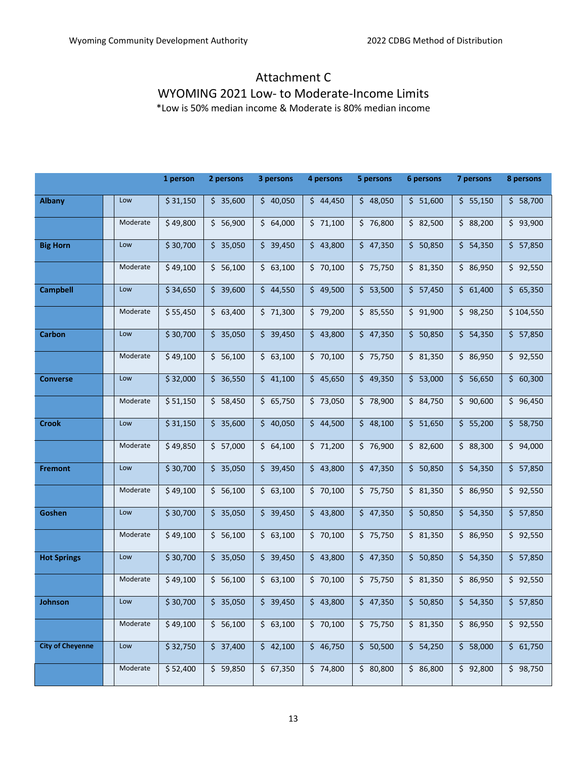# Attachment C

## WYOMING 2021 Low- to Moderate-Income Limits

*Low is 50% median income & Moderate is 80% median income

| | | 1 person | 2 persons | 3 persons | 4 persons | 5 persons | 6 persons | 7 persons | 8 persons |
|---|---|---|---|---|---|---|---|---|---|
| **Albany** | Low | $ 31,150 | $ 35,600 | $ 40,050 | $ 44,450 | $ 48,050 | $ 51,600 | $ 55,150 | $ 58,700 |
| | Moderate | $ 49,800 | $ 56,900 | $ 64,000 | $ 71,100 | $ 76,800 | $ 82,500 | $ 88,200 | $ 93,900 |
| **Big Horn** | Low | $ 30,700 | $ 35,050 | $ 39,450 | $ 43,800 | $ 47,350 | $ 50,850 | $ 54,350 | $ 57,850 |
| | Moderate | $ 49,100 | $ 56,100 | $ 63,100 | $ 70,100 | $ 75,750 | $ 81,350 | $ 86,950 | $ 92,550 |
| **Campbell** | Low | $ 34,650 | $ 39,600 | $ 44,550 | $ 49,500 | $ 53,500 | $ 57,450 | $ 61,400 | $ 65,350 |
| | Moderate | $ 55,450 | $ 63,400 | $ 71,300 | $ 79,200 | $ 85,550 | $ 91,900 | $ 98,250 | $ 104,550 |
| **Carbon** | Low | $ 30,700 | $ 35,050 | $ 39,450 | $ 43,800 | $ 47,350 | $ 50,850 | $ 54,350 | $ 57,850 |
| | Moderate | $ 49,100 | $ 56,100 | $ 63,100 | $ 70,100 | $ 75,750 | $ 81,350 | $ 86,950 | $ 92,550 |
| **Converse** | Low | $ 32,000 | $ 36,550 | $ 41,100 | $ 45,650 | $ 49,350 | $ 53,000 | $ 56,650 | $ 60,300 |
| | Moderate | $ 51,150 | $ 58,450 | $ 65,750 | $ 73,050 | $ 78,900 | $ 84,750 | $ 90,600 | $ 96,450 |
| **Crook** | Low | $ 31,150 | $ 35,600 | $ 40,050 | $ 44,500 | $ 48,100 | $ 51,650 | $ 55,200 | $ 58,750 |
| | Moderate | $ 49,850 | $ 57,000 | $ 64,100 | $ 71,200 | $ 76,900 | $ 82,600 | $ 88,300 | $ 94,000 |
| **Fremont** | Low | $ 30,700 | $ 35,050 | $ 39,450 | $ 43,800 | $ 47,350 | $ 50,850 | $ 54,350 | $ 57,850 |
| | Moderate | $ 49,100 | $ 56,100 | $ 63,100 | $ 70,100 | $ 75,750 | $ 81,350 | $ 86,950 | $ 92,550 |
| **Goshen** | Low | $ 30,700 | $ 35,050 | $ 39,450 | $ 43,800 | $ 47,350 | $ 50,850 | $ 54,350 | $ 57,850 |
| | Moderate | $ 49,100 | $ 56,100 | $ 63,100 | $ 70,100 | $ 75,750 | $ 81,350 | $ 86,950 | $ 92,550 |
| **Hot Springs** | Low | $ 30,700 | $ 35,050 | $ 39,450 | $ 43,800 | $ 47,350 | $ 50,850 | $ 54,350 | $ 57,850 |
| | Moderate | $ 49,100 | $ 56,100 | $ 63,100 | $ 70,100 | $ 75,750 | $ 81,350 | $ 86,950 | $ 92,550 |
| **Johnson** | Low | $ 30,700 | $ 35,050 | $ 39,450 | $ 43,800 | $ 47,350 | $ 50,850 | $ 54,350 | $ 57,850 |
| | Moderate | $ 49,100 | $ 56,100 | $ 63,100 | $ 70,100 | $ 75,750 | $ 81,350 | $ 86,950 | $ 92,550 |
| **City of Cheyenne** | Low | $ 32,750 | $ 37,400 | $ 42,100 | $ 46,750 | $ 50,500 | $ 54,250 | $ 58,000 | $ 61,750 |
| | Moderate | $ 52,400 | $ 59,850 | $ 67,350 | $ 74,800 | $ 80,800 | $ 86,800 | $ 92,800 | $ 98,750 |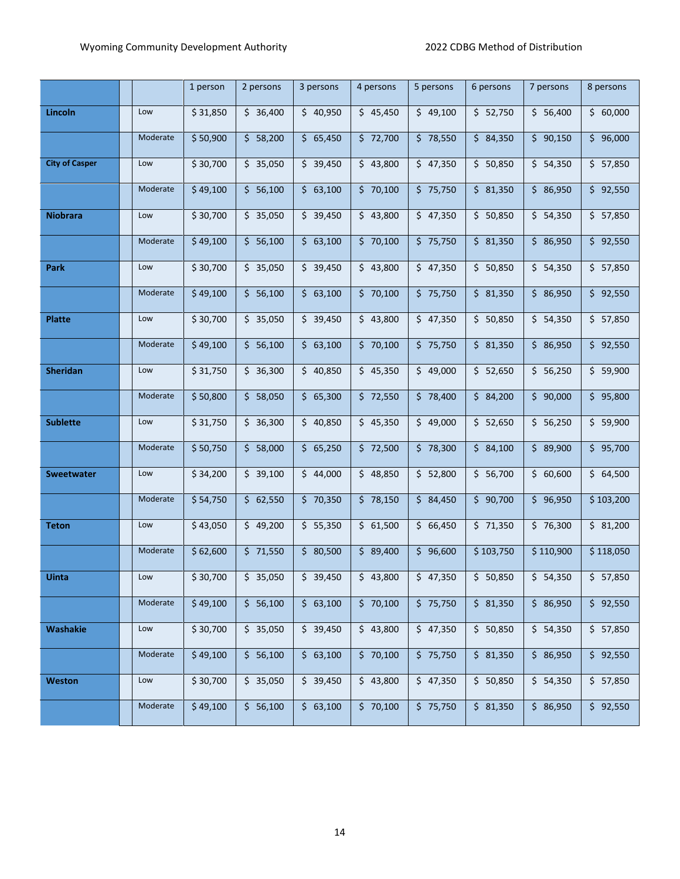| | | | 1 person | 2 persons | 3 persons | 4 persons | 5 persons | 6 persons | 7 persons | 8 persons |
|---|---|---|---|---|---|---|---|---|---|---|
| **Lincoln** | | Low | $ 31,850 | $ 36,400 | $ 40,950 | $ 45,450 | $ 49,100 | $ 52,750 | $ 56,400 | $ 60,000 |
| | | Moderate | $ 50,900 | $ 58,200 | $ 65,450 | $ 72,700 | $ 78,550 | $ 84,350 | $ 90,150 | $ 96,000 |
| **City of Casper** | | Low | $ 30,700 | $ 35,050 | $ 39,450 | $ 43,800 | $ 47,350 | $ 50,850 | $ 54,350 | $ 57,850 |
| | | Moderate | $ 49,100 | $ 56,100 | $ 63,100 | $ 70,100 | $ 75,750 | $ 81,350 | $ 86,950 | $ 92,550 |
| **Niobrara** | | Low | $ 30,700 | $ 35,050 | $ 39,450 | $ 43,800 | $ 47,350 | $ 50,850 | $ 54,350 | $ 57,850 |
| | | Moderate | $ 49,100 | $ 56,100 | $ 63,100 | $ 70,100 | $ 75,750 | $ 81,350 | $ 86,950 | $ 92,550 |
| **Park** | | Low | $ 30,700 | $ 35,050 | $ 39,450 | $ 43,800 | $ 47,350 | $ 50,850 | $ 54,350 | $ 57,850 |
| | | Moderate | $ 49,100 | $ 56,100 | $ 63,100 | $ 70,100 | $ 75,750 | $ 81,350 | $ 86,950 | $ 92,550 |
| **Platte** | | Low | $ 30,700 | $ 35,050 | $ 39,450 | $ 43,800 | $ 47,350 | $ 50,850 | $ 54,350 | $ 57,850 |
| | | Moderate | $ 49,100 | $ 56,100 | $ 63,100 | $ 70,100 | $ 75,750 | $ 81,350 | $ 86,950 | $ 92,550 |
| **Sheridan** | | Low | $ 31,750 | $ 36,300 | $ 40,850 | $ 45,350 | $ 49,000 | $ 52,650 | $ 56,250 | $ 59,900 |
| | | Moderate | $ 50,800 | $ 58,050 | $ 65,300 | $ 72,550 | $ 78,400 | $ 84,200 | $ 90,000 | $ 95,800 |
| **Sublette** | | Low | $ 31,750 | $ 36,300 | $ 40,850 | $ 45,350 | $ 49,000 | $ 52,650 | $ 56,250 | $ 59,900 |
| | | Moderate | $ 50,750 | $ 58,000 | $ 65,250 | $ 72,500 | $ 78,300 | $ 84,100 | $ 89,900 | $ 95,700 |
| **Sweetwater** | | Low | $ 34,200 | $ 39,100 | $ 44,000 | $ 48,850 | $ 52,800 | $ 56,700 | $ 60,600 | $ 64,500 |
| | | Moderate | $ 54,750 | $ 62,550 | $ 70,350 | $ 78,150 | $ 84,450 | $ 90,700 | $ 96,950 | $ 103,200 |
| **Teton** | | Low | $ 43,050 | $ 49,200 | $ 55,350 | $ 61,500 | $ 66,450 | $ 71,350 | $ 76,300 | $ 81,200 |
| | | Moderate | $ 62,600 | $ 71,550 | $ 80,500 | $ 89,400 | $ 96,600 | $ 103,750 | $ 110,900 | $ 118,050 |
| **Uinta** | | Low | $ 30,700 | $ 35,050 | $ 39,450 | $ 43,800 | $ 47,350 | $ 50,850 | $ 54,350 | $ 57,850 |
| | | Moderate | $ 49,100 | $ 56,100 | $ 63,100 | $ 70,100 | $ 75,750 | $ 81,350 | $ 86,950 | $ 92,550 |
| **Washakie** | | Low | $ 30,700 | $ 35,050 | $ 39,450 | $ 43,800 | $ 47,350 | $ 50,850 | $ 54,350 | $ 57,850 |
| | | Moderate | $ 49,100 | $ 56,100 | $ 63,100 | $ 70,100 | $ 75,750 | $ 81,350 | $ 86,950 | $ 92,550 |
| **Weston** | | Low | $ 30,700 | $ 35,050 | $ 39,450 | $ 43,800 | $ 47,350 | $ 50,850 | $ 54,350 | $ 57,850 |
| | | Moderate | $ 49,100 | $ 56,100 | $ 63,100 | $ 70,100 | $ 75,750 | $ 81,350 | $ 86,950 | $ 92,550 |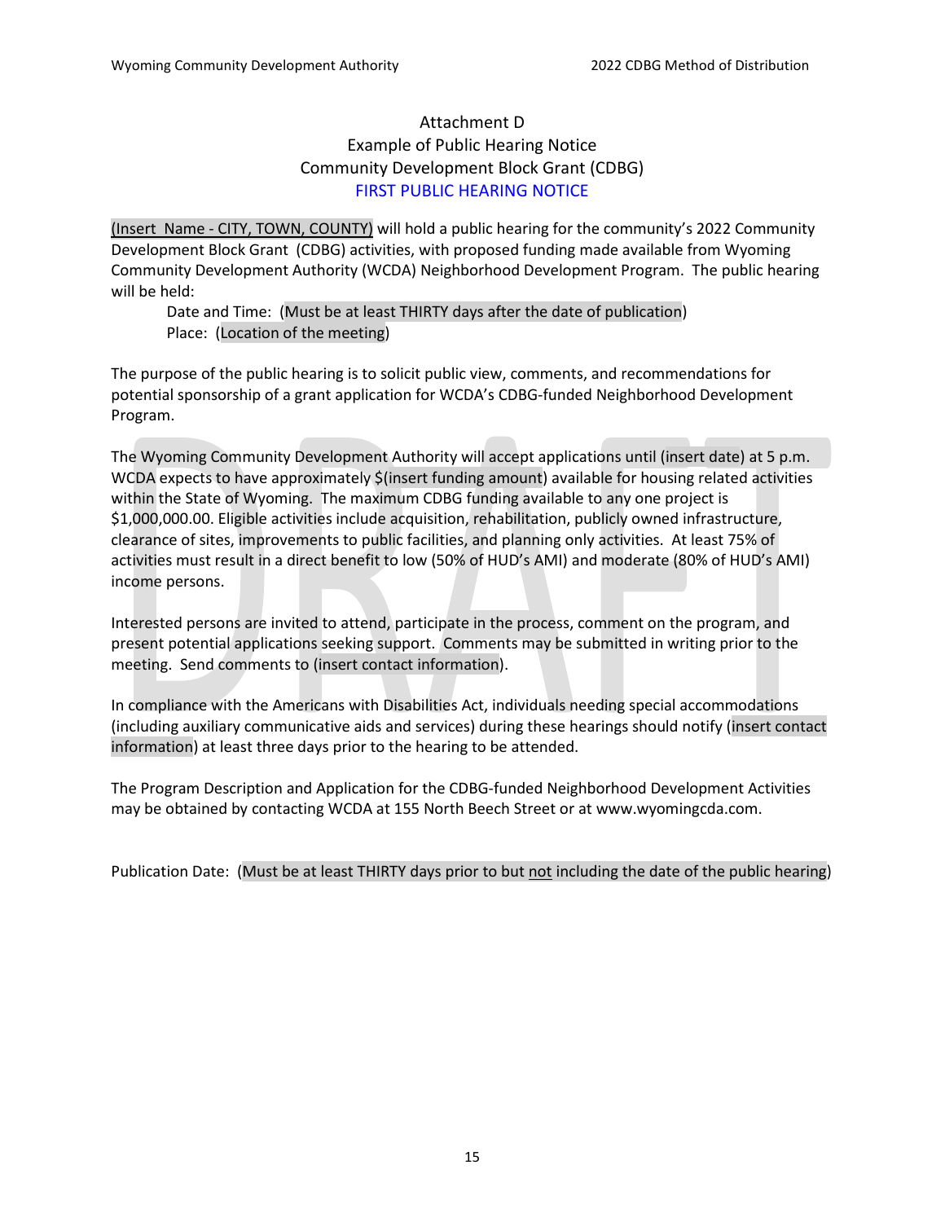# Attachment D
## Example of Public Hearing Notice
## Community Development Block Grant (CDBG)
## FIRST PUBLIC HEARING NOTICE

(Insert Name - CITY, TOWN, COUNTY) will hold a public hearing for the community's 2022 Community Development Block Grant (CDBG) activities, with proposed funding made available from Wyoming Community Development Authority (WCDA) Neighborhood Development Program. The public hearing will be held:

Date and Time: (Must be at least THIRTY days after the date of publication)
Place: (Location of the meeting)

The purpose of the public hearing is to solicit public view, comments, and recommendations for potential sponsorship of a grant application for WCDA's CDBG-funded Neighborhood Development Program.

The Wyoming Community Development Authority will accept applications until (insert date) at 5 p.m. WCDA expects to have approximately $(insert funding amount) available for housing related activities within the State of Wyoming. The maximum CDBG funding available to any one project is $1,000,000.00. Eligible activities include acquisition, rehabilitation, publicly owned infrastructure, clearance of sites, improvements to public facilities, and planning only activities. At least 75% of activities must result in a direct benefit to low (50% of HUD's AMI) and moderate (80% of HUD's AMI) income persons.

Interested persons are invited to attend, participate in the process, comment on the program, and present potential applications seeking support. Comments may be submitted in writing prior to the meeting. Send comments to (insert contact information).

In compliance with the Americans with Disabilities Act, individuals needing special accommodations (including auxiliary communicative aids and services) during these hearings should notify (insert contact information) at least three days prior to the hearing to be attended.

The Program Description and Application for the CDBG-funded Neighborhood Development Activities may be obtained by contacting WCDA at 155 North Beech Street or at www.wyomingcda.com.

Publication Date: (Must be at least THIRTY days prior to but not including the date of the public hearing)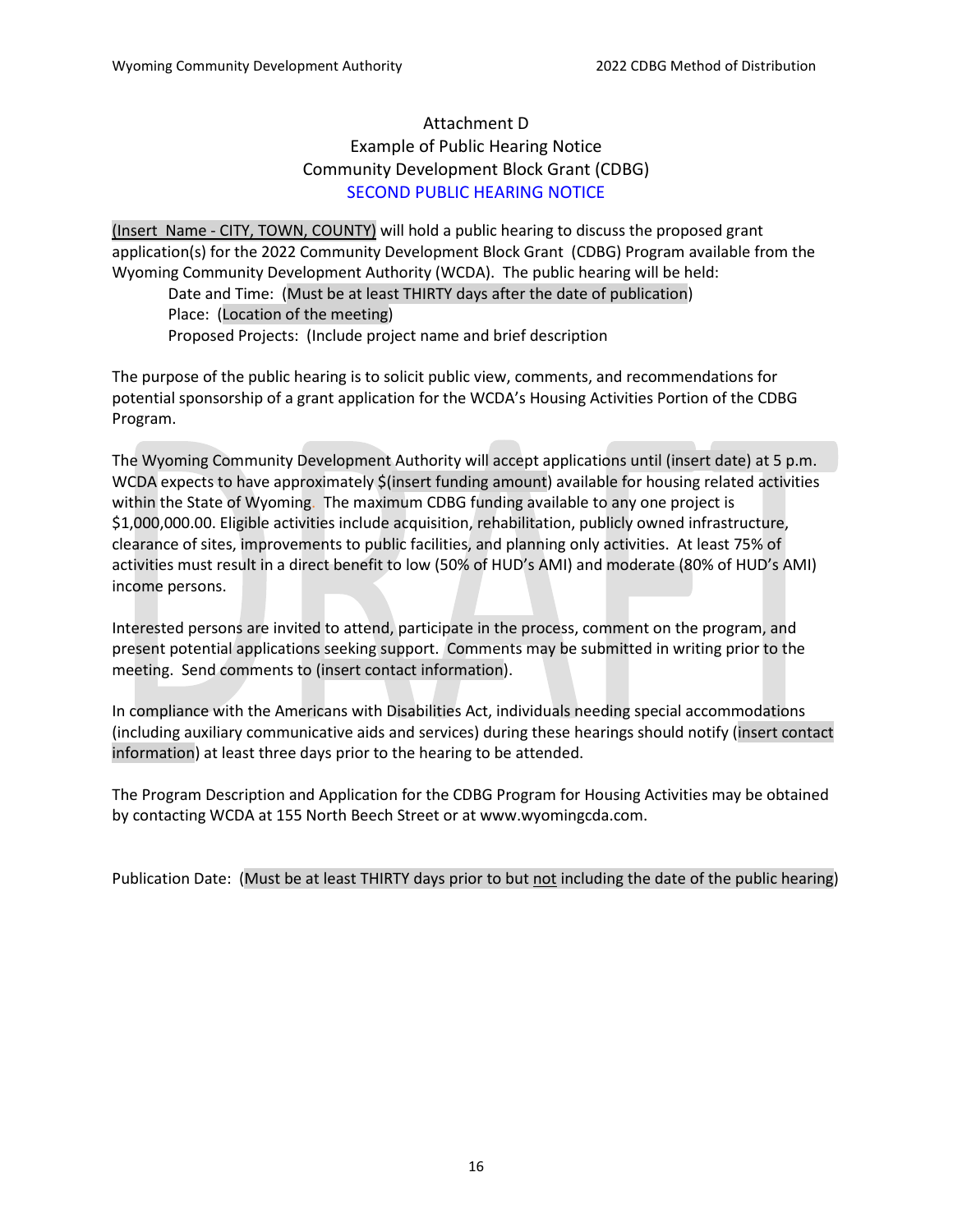# Attachment D
## Example of Public Hearing Notice
## Community Development Block Grant (CDBG)
## SECOND PUBLIC HEARING NOTICE

(Insert Name - CITY, TOWN, COUNTY) will hold a public hearing to discuss the proposed grant application(s) for the 2022 Community Development Block Grant (CDBG) Program available from the Wyoming Community Development Authority (WCDA). The public hearing will be held:

> Date and Time: (Must be at least THIRTY days after the date of publication)
> Place: (Location of the meeting)
> Proposed Projects: (Include project name and brief description

The purpose of the public hearing is to solicit public view, comments, and recommendations for potential sponsorship of a grant application for the WCDA's Housing Activities Portion of the CDBG Program.

The Wyoming Community Development Authority will accept applications until (insert date) at 5 p.m. WCDA expects to have approximately $(insert funding amount) available for housing related activities within the State of Wyoming. The maximum CDBG funding available to any one project is $1,000,000.00. Eligible activities include acquisition, rehabilitation, publicly owned infrastructure, clearance of sites, improvements to public facilities, and planning only activities. At least 75% of activities must result in a direct benefit to low (50% of HUD's AMI) and moderate (80% of HUD's AMI) income persons.

Interested persons are invited to attend, participate in the process, comment on the program, and present potential applications seeking support. Comments may be submitted in writing prior to the meeting. Send comments to (insert contact information).

In compliance with the Americans with Disabilities Act, individuals needing special accommodations (including auxiliary communicative aids and services) during these hearings should notify (insert contact information) at least three days prior to the hearing to be attended.

The Program Description and Application for the CDBG Program for Housing Activities may be obtained by contacting WCDA at 155 North Beech Street or at www.wyomingcda.com.

Publication Date: (Must be at least THIRTY days prior to but <u>not</u> including the date of the public hearing)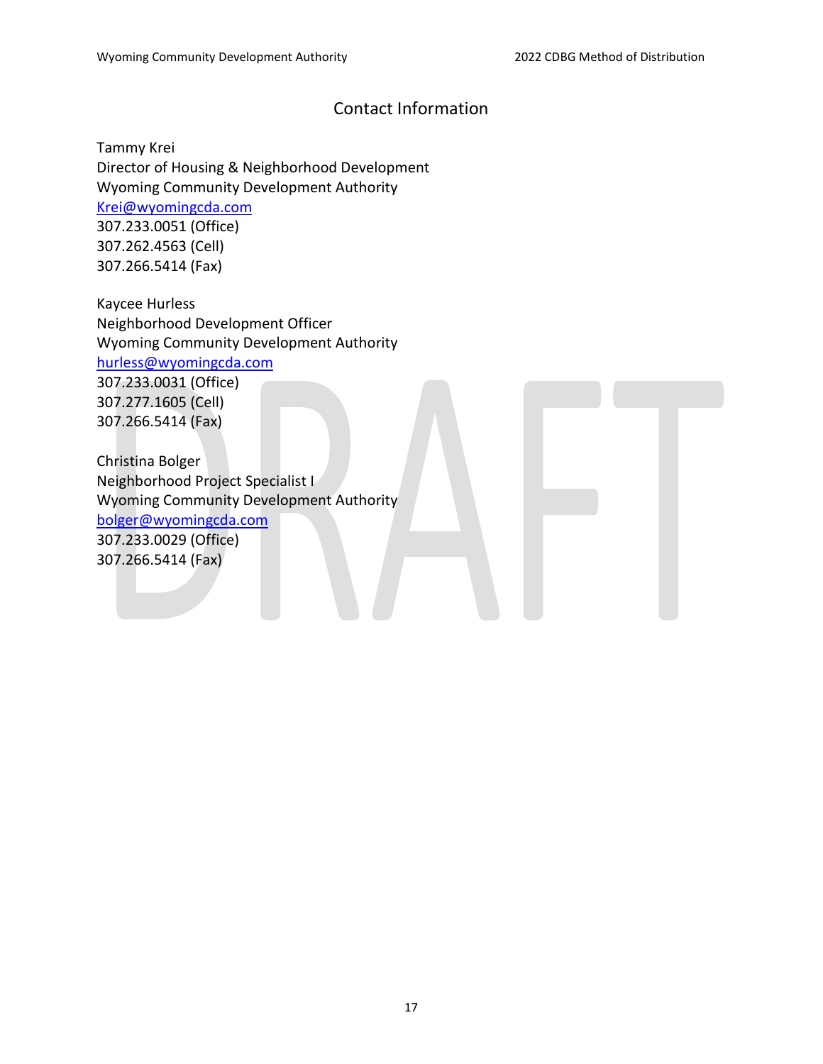## Contact Information

Tammy Krei
Director of Housing & Neighborhood Development
Wyoming Community Development Authority
[Krei@wyomingcda.com](mailto:Krei@wyomingcda.com)
307.233.0051 (Office)
307.262.4563 (Cell)
307.266.5414 (Fax)

Kaycee Hurless
Neighborhood Development Officer
Wyoming Community Development Authority
[hurless@wyomingcda.com](mailto:hurless@wyomingcda.com)
307.233.0031 (Office)
307.277.1605 (Cell)
307.266.5414 (Fax)

Christina Bolger
Neighborhood Project Specialist I
Wyoming Community Development Authority
[bolger@wyomingcda.com](mailto:bolger@wyomingcda.com)
307.233.0029 (Office)
307.266.5414 (Fax)